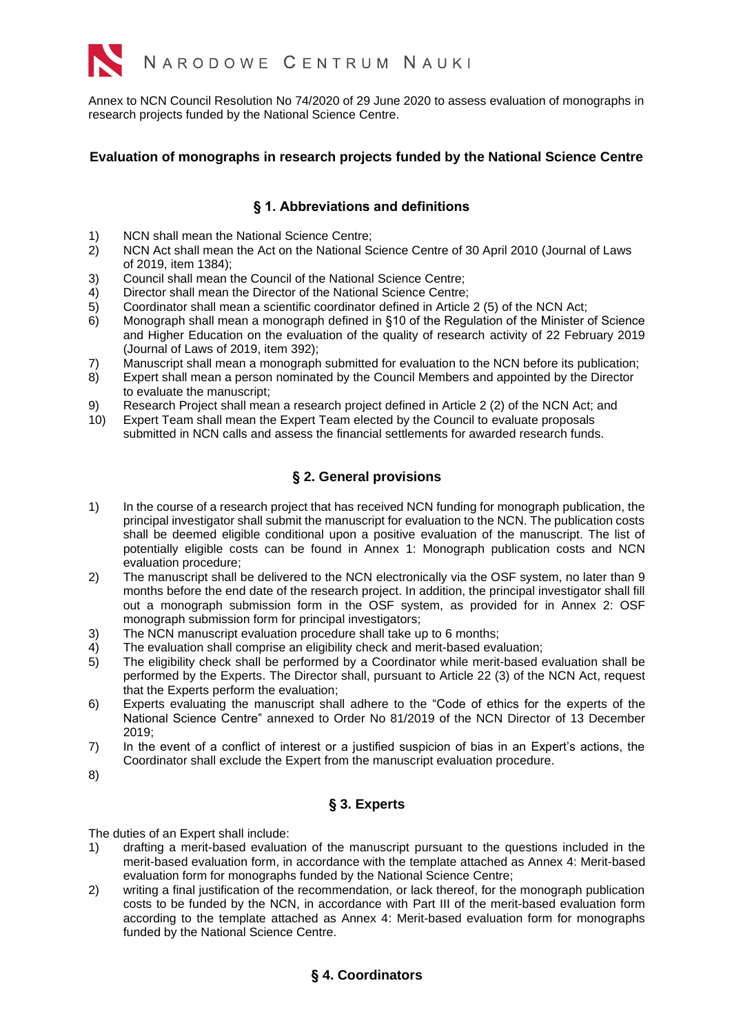NARODOWE CENTRUM NAUKI

Annex to NCN Council Resolution No 74/2020 of 29 June 2020 to assess evaluation of monographs in research projects funded by the National Science Centre.

## Evaluation of monographs in research projects funded by the National Science Centre

### § 1. Abbreviations and definitions

1) NCN shall mean the National Science Centre;
2) NCN Act shall mean the Act on the National Science Centre of 30 April 2010 (Journal of Laws of 2019, item 1384);
3) Council shall mean the Council of the National Science Centre;
4) Director shall mean the Director of the National Science Centre;
5) Coordinator shall mean a scientific coordinator defined in Article 2 (5) of the NCN Act;
6) Monograph shall mean a monograph defined in §10 of the Regulation of the Minister of Science and Higher Education on the evaluation of the quality of research activity of 22 February 2019 (Journal of Laws of 2019, item 392);
7) Manuscript shall mean a monograph submitted for evaluation to the NCN before its publication;
8) Expert shall mean a person nominated by the Council Members and appointed by the Director to evaluate the manuscript;
9) Research Project shall mean a research project defined in Article 2 (2) of the NCN Act; and
10) Expert Team shall mean the Expert Team elected by the Council to evaluate proposals submitted in NCN calls and assess the financial settlements for awarded research funds.

### § 2. General provisions

1) In the course of a research project that has received NCN funding for monograph publication, the principal investigator shall submit the manuscript for evaluation to the NCN. The publication costs shall be deemed eligible conditional upon a positive evaluation of the manuscript. The list of potentially eligible costs can be found in Annex 1: Monograph publication costs and NCN evaluation procedure;
2) The manuscript shall be delivered to the NCN electronically via the OSF system, no later than 9 months before the end date of the research project. In addition, the principal investigator shall fill out a monograph submission form in the OSF system, as provided for in Annex 2: OSF monograph submission form for principal investigators;
3) The NCN manuscript evaluation procedure shall take up to 6 months;
4) The evaluation shall comprise an eligibility check and merit-based evaluation;
5) The eligibility check shall be performed by a Coordinator while merit-based evaluation shall be performed by the Experts. The Director shall, pursuant to Article 22 (3) of the NCN Act, request that the Experts perform the evaluation;
6) Experts evaluating the manuscript shall adhere to the "Code of ethics for the experts of the National Science Centre" annexed to Order No 81/2019 of the NCN Director of 13 December 2019;
7) In the event of a conflict of interest or a justified suspicion of bias in an Expert's actions, the Coordinator shall exclude the Expert from the manuscript evaluation procedure.
8)

### § 3. Experts

The duties of an Expert shall include:

1) drafting a merit-based evaluation of the manuscript pursuant to the questions included in the merit-based evaluation form, in accordance with the template attached as Annex 4: Merit-based evaluation form for monographs funded by the National Science Centre;
2) writing a final justification of the recommendation, or lack thereof, for the monograph publication costs to be funded by the NCN, in accordance with Part III of the merit-based evaluation form according to the template attached as Annex 4: Merit-based evaluation form for monographs funded by the National Science Centre.

### § 4. Coordinators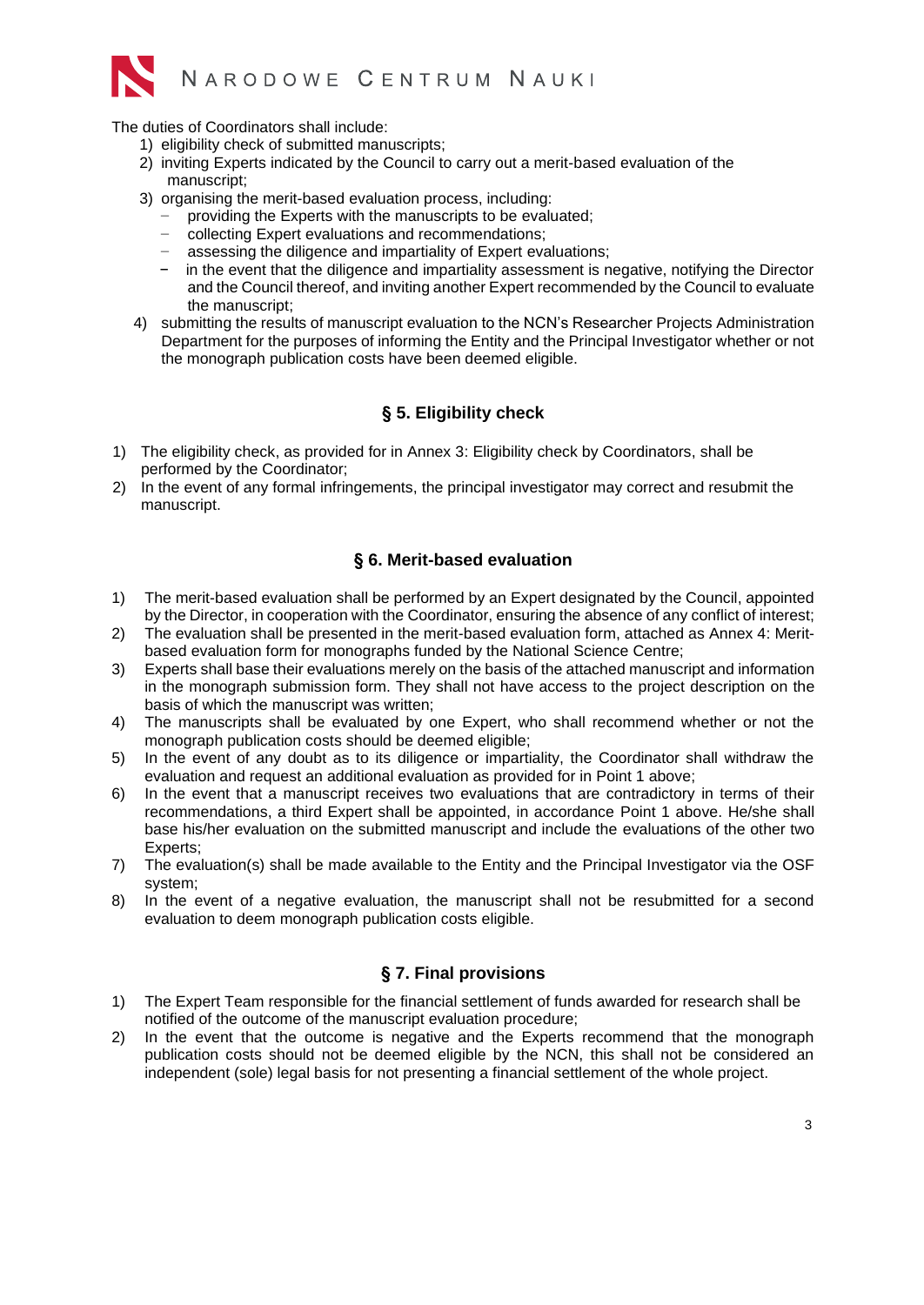The duties of Coordinators shall include:

1) eligibility check of submitted manuscripts;
2) inviting Experts indicated by the Council to carry out a merit-based evaluation of the manuscript;
3) organising the merit-based evaluation process, including:
   - providing the Experts with the manuscripts to be evaluated;
   - collecting Expert evaluations and recommendations;
   - assessing the diligence and impartiality of Expert evaluations;
   - in the event that the diligence and impartiality assessment is negative, notifying the Director and the Council thereof, and inviting another Expert recommended by the Council to evaluate the manuscript;
4) submitting the results of manuscript evaluation to the NCN's Researcher Projects Administration Department for the purposes of informing the Entity and the Principal Investigator whether or not the monograph publication costs have been deemed eligible.

## § 5. Eligibility check

1) The eligibility check, as provided for in Annex 3: Eligibility check by Coordinators, shall be performed by the Coordinator;
2) In the event of any formal infringements, the principal investigator may correct and resubmit the manuscript.

## § 6. Merit-based evaluation

1) The merit-based evaluation shall be performed by an Expert designated by the Council, appointed by the Director, in cooperation with the Coordinator, ensuring the absence of any conflict of interest;
2) The evaluation shall be presented in the merit-based evaluation form, attached as Annex 4: Merit-based evaluation form for monographs funded by the National Science Centre;
3) Experts shall base their evaluations merely on the basis of the attached manuscript and information in the monograph submission form. They shall not have access to the project description on the basis of which the manuscript was written;
4) The manuscripts shall be evaluated by one Expert, who shall recommend whether or not the monograph publication costs should be deemed eligible;
5) In the event of any doubt as to its diligence or impartiality, the Coordinator shall withdraw the evaluation and request an additional evaluation as provided for in Point 1 above;
6) In the event that a manuscript receives two evaluations that are contradictory in terms of their recommendations, a third Expert shall be appointed, in accordance Point 1 above. He/she shall base his/her evaluation on the submitted manuscript and include the evaluations of the other two Experts;
7) The evaluation(s) shall be made available to the Entity and the Principal Investigator via the OSF system;
8) In the event of a negative evaluation, the manuscript shall not be resubmitted for a second evaluation to deem monograph publication costs eligible.

## § 7. Final provisions

1) The Expert Team responsible for the financial settlement of funds awarded for research shall be notified of the outcome of the manuscript evaluation procedure;
2) In the event that the outcome is negative and the Experts recommend that the monograph publication costs should not be deemed eligible by the NCN, this shall not be considered an independent (sole) legal basis for not presenting a financial settlement of the whole project.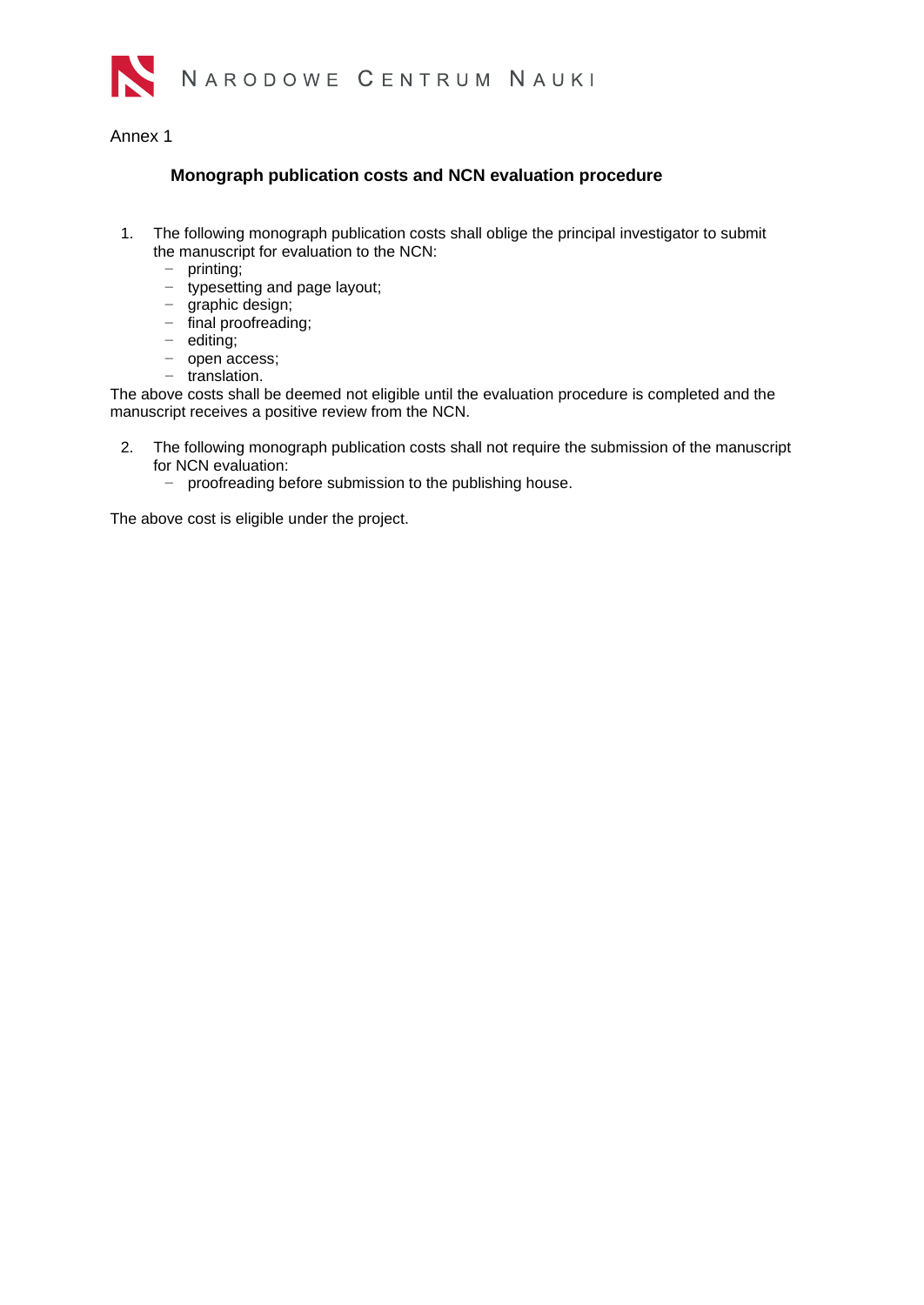Annex 1

## Monograph publication costs and NCN evaluation procedure

1. The following monograph publication costs shall oblige the principal investigator to submit the manuscript for evaluation to the NCN:
   - printing;
   - typesetting and page layout;
   - graphic design;
   - final proofreading;
   - editing;
   - open access;
   - translation.

The above costs shall be deemed not eligible until the evaluation procedure is completed and the manuscript receives a positive review from the NCN.

2. The following monograph publication costs shall not require the submission of the manuscript for NCN evaluation:
   - proofreading before submission to the publishing house.

The above cost is eligible under the project.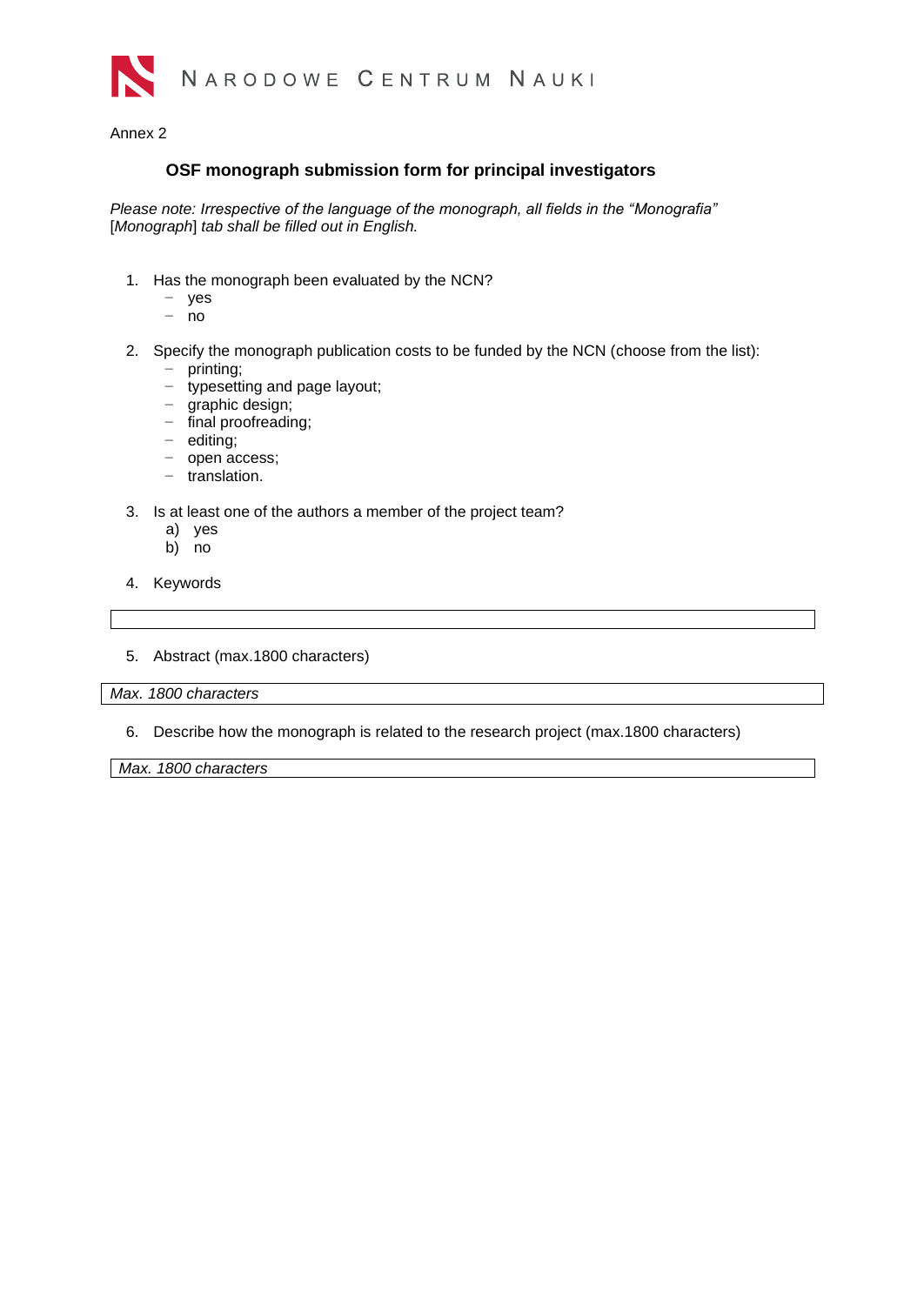Annex 2

## OSF monograph submission form for principal investigators

*Please note: Irrespective of the language of the monograph, all fields in the "Monografia"* [*Monograph*] *tab shall be filled out in English.*

1. Has the monograph been evaluated by the NCN?
   - yes
   - no

2. Specify the monograph publication costs to be funded by the NCN (choose from the list):
   - printing;
   - typesetting and page layout;
   - graphic design;
   - final proofreading;
   - editing;
   - open access;
   - translation.

3. Is at least one of the authors a member of the project team?
   a) yes
   b) no

4. Keywords

| |
|---|

5. Abstract (max.1800 characters)

| *Max. 1800 characters* |
|---|

6. Describe how the monograph is related to the research project (max.1800 characters)

| *Max. 1800 characters* |
|---|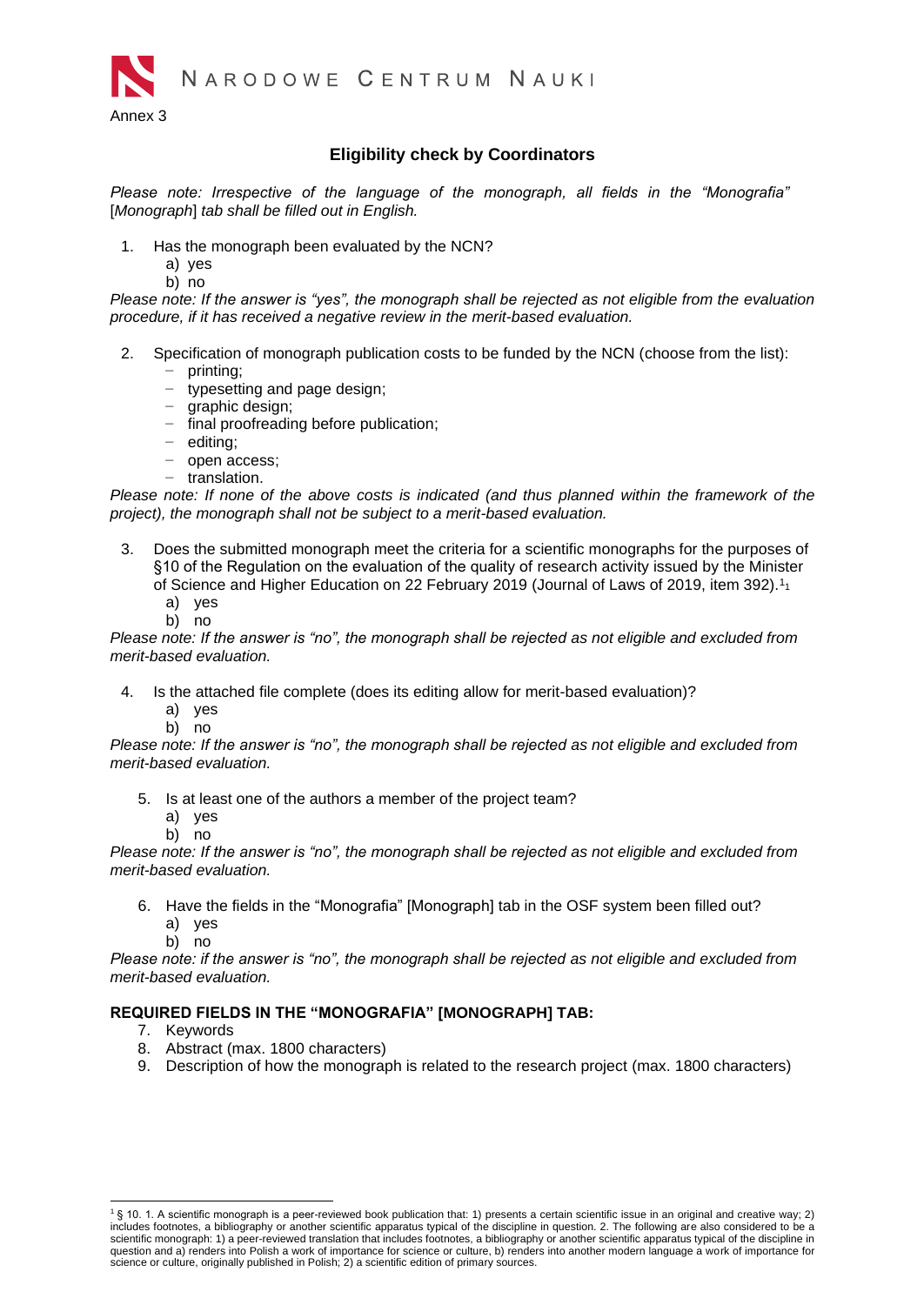Annex 3

## Eligibility check by Coordinators

*Please note: Irrespective of the language of the monograph, all fields in the "Monografia" [Monograph] tab shall be filled out in English.*

1. Has the monograph been evaluated by the NCN?
   a) yes
   b) no

*Please note: If the answer is "yes", the monograph shall be rejected as not eligible from the evaluation procedure, if it has received a negative review in the merit-based evaluation.*

2. Specification of monograph publication costs to be funded by the NCN (choose from the list):
   - printing;
   - typesetting and page design;
   - graphic design;
   - final proofreading before publication;
   - editing;
   - open access;
   - translation.

*Please note: If none of the above costs is indicated (and thus planned within the framework of the project), the monograph shall not be subject to a merit-based evaluation.*

3. Does the submitted monograph meet the criteria for a scientific monographs for the purposes of §10 of the Regulation on the evaluation of the quality of research activity issued by the Minister of Science and Higher Education on 22 February 2019 (Journal of Laws of 2019, item 392).[1]
   a) yes
   b) no

*Please note: If the answer is "no", the monograph shall be rejected as not eligible and excluded from merit-based evaluation.*

4. Is the attached file complete (does its editing allow for merit-based evaluation)?
   a) yes
   b) no

*Please note: If the answer is "no", the monograph shall be rejected as not eligible and excluded from merit-based evaluation.*

5. Is at least one of the authors a member of the project team?
   a) yes
   b) no

*Please note: If the answer is "no", the monograph shall be rejected as not eligible and excluded from merit-based evaluation.*

6. Have the fields in the "Monografia" [Monograph] tab in the OSF system been filled out?
   a) yes
   b) no

*Please note: if the answer is "no", the monograph shall be rejected as not eligible and excluded from merit-based evaluation.*

**REQUIRED FIELDS IN THE "MONOGRAFIA" [MONOGRAPH] TAB:**

7. Keywords
8. Abstract (max. 1800 characters)
9. Description of how the monograph is related to the research project (max. 1800 characters)

---

[1] § 10. 1. A scientific monograph is a peer-reviewed book publication that: 1) presents a certain scientific issue in an original and creative way; 2) includes footnotes, a bibliography or another scientific apparatus typical of the discipline in question. 2. The following are also considered to be a scientific monograph: 1) a peer-reviewed translation that includes footnotes, a bibliography or another scientific apparatus typical of the discipline in question and a) renders into Polish a work of importance for science or culture, b) renders into another modern language a work of importance for science or culture, originally published in Polish; 2) a scientific edition of primary sources.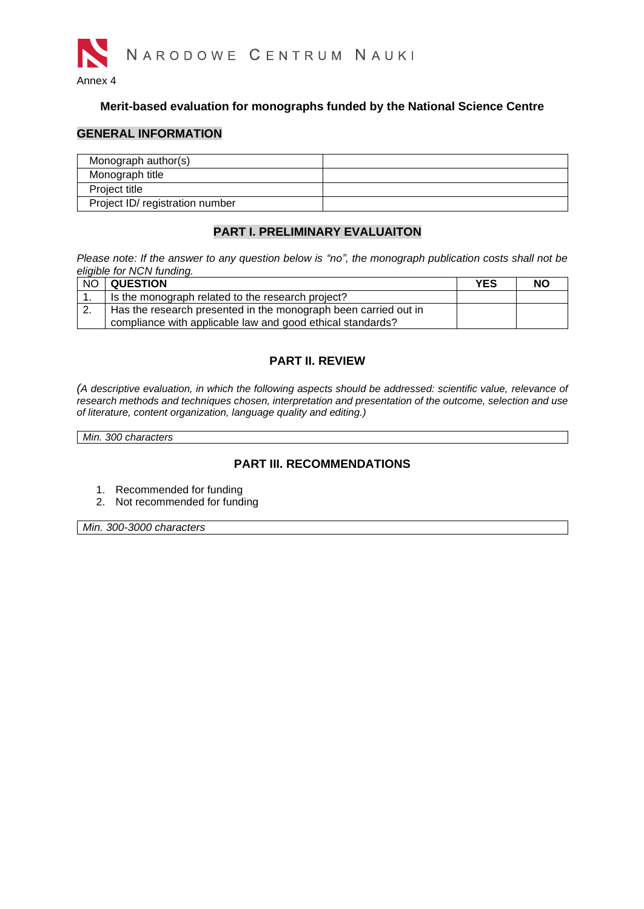NARODOWE CENTRUM NAUKI

Annex 4

# Merit-based evaluation for monographs funded by the National Science Centre

## GENERAL INFORMATION

| | |
|---|---|
| Monograph author(s) | |
| Monograph title | |
| Project title | |
| Project ID/ registration number | |

## PART I. PRELIMINARY EVALUAITON

*Please note: If the answer to any question below is "no", the monograph publication costs shall not be eligible for NCN funding.*

| NO | QUESTION | YES | NO |
|---|---|---|---|
| 1. | Is the monograph related to the research project? | | |
| 2. | Has the research presented in the monograph been carried out in compliance with applicable law and good ethical standards? | | |

## PART II. REVIEW

*(A descriptive evaluation, in which the following aspects should be addressed: scientific value, relevance of research methods and techniques chosen, interpretation and presentation of the outcome, selection and use of literature, content organization, language quality and editing.)*

| |
|---|
| *Min. 300 characters* |

## PART III. RECOMMENDATIONS

1. Recommended for funding
2. Not recommended for funding

| |
|---|
| *Min. 300-3000 characters* |